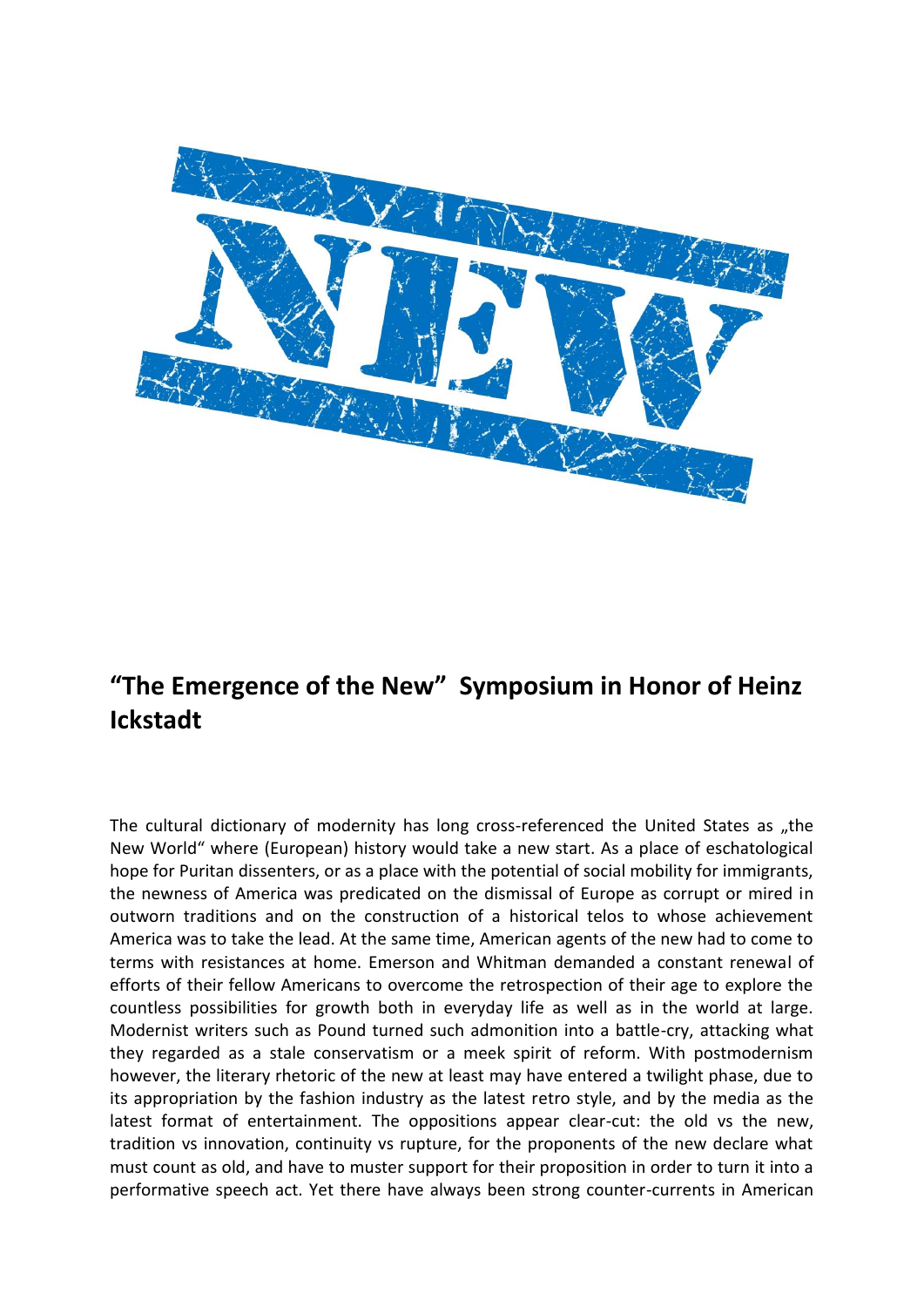# "The Emergence of the New" Symposium in Honor of Heinz Ickstadt

The cultural dictionary of modernity has long cross-referenced the United States as „the New World" where (European) history would take a new start. As a place of eschatological hope for Puritan dissenters, or as a place with the potential of social mobility for immigrants, the newness of America was predicated on the dismissal of Europe as corrupt or mired in outworn traditions and on the construction of a historical telos to whose achievement America was to take the lead. At the same time, American agents of the new had to come to terms with resistances at home. Emerson and Whitman demanded a constant renewal of efforts of their fellow Americans to overcome the retrospection of their age to explore the countless possibilities for growth both in everyday life as well as in the world at large. Modernist writers such as Pound turned such admonition into a battle-cry, attacking what they regarded as a stale conservatism or a meek spirit of reform. With postmodernism however, the literary rhetoric of the new at least may have entered a twilight phase, due to its appropriation by the fashion industry as the latest retro style, and by the media as the latest format of entertainment. The oppositions appear clear-cut: the old vs the new, tradition vs innovation, continuity vs rupture, for the proponents of the new declare what must count as old, and have to muster support for their proposition in order to turn it into a performative speech act. Yet there have always been strong counter-currents in American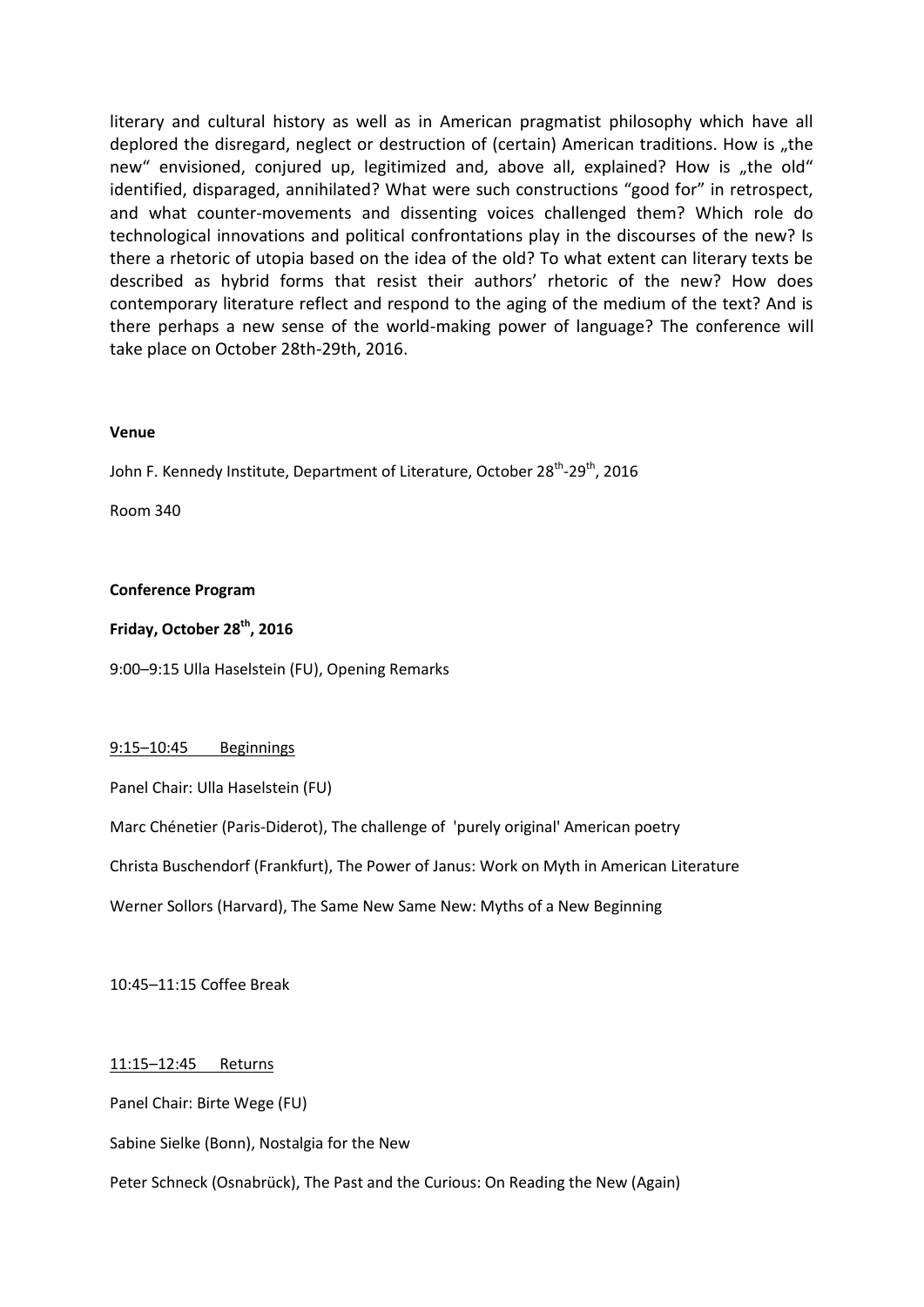literary and cultural history as well as in American pragmatist philosophy which have all deplored the disregard, neglect or destruction of (certain) American traditions. How is „the new" envisioned, conjured up, legitimized and, above all, explained? How is „the old" identified, disparaged, annihilated? What were such constructions "good for" in retrospect, and what counter-movements and dissenting voices challenged them? Which role do technological innovations and political confrontations play in the discourses of the new? Is there a rhetoric of utopia based on the idea of the old? To what extent can literary texts be described as hybrid forms that resist their authors' rhetoric of the new? How does contemporary literature reflect and respond to the aging of the medium of the text? And is there perhaps a new sense of the world-making power of language? The conference will take place on October 28th-29th, 2016.

**Venue**

John F. Kennedy Institute, Department of Literature, October 28th-29th, 2016

Room 340

**Conference Program**

**Friday, October 28th, 2016**

9:00–9:15 Ulla Haselstein (FU), Opening Remarks

9:15–10:45 Beginnings

Panel Chair: Ulla Haselstein (FU)

Marc Chénetier (Paris-Diderot), The challenge of 'purely original' American poetry

Christa Buschendorf (Frankfurt), The Power of Janus: Work on Myth in American Literature

Werner Sollors (Harvard), The Same New Same New: Myths of a New Beginning

10:45–11:15 Coffee Break

11:15–12:45 Returns

Panel Chair: Birte Wege (FU)

Sabine Sielke (Bonn), Nostalgia for the New

Peter Schneck (Osnabrück), The Past and the Curious: On Reading the New (Again)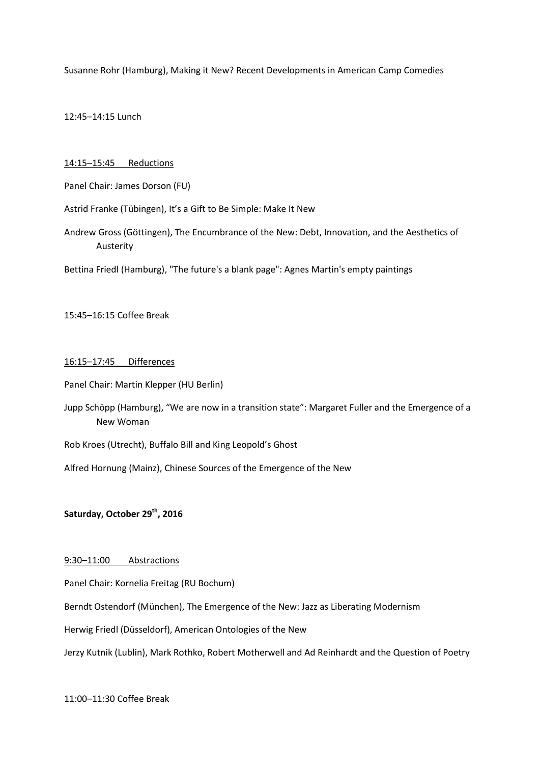Susanne Rohr (Hamburg), Making it New? Recent Developments in American Camp Comedies

12:45–14:15 Lunch

14:15–15:45 Reductions

Panel Chair: James Dorson (FU)

Astrid Franke (Tübingen), It's a Gift to Be Simple: Make It New

Andrew Gross (Göttingen), The Encumbrance of the New: Debt, Innovation, and the Aesthetics of Austerity

Bettina Friedl (Hamburg), "The future's a blank page": Agnes Martin's empty paintings

15:45–16:15 Coffee Break

16:15–17:45 Differences

Panel Chair: Martin Klepper (HU Berlin)

Jupp Schöpp (Hamburg), "We are now in a transition state": Margaret Fuller and the Emergence of a New Woman

Rob Kroes (Utrecht), Buffalo Bill and King Leopold's Ghost

Alfred Hornung (Mainz), Chinese Sources of the Emergence of the New

**Saturday, October 29th, 2016**

9:30–11:00 Abstractions

Panel Chair: Kornelia Freitag (RU Bochum)

Berndt Ostendorf (München), The Emergence of the New: Jazz as Liberating Modernism

Herwig Friedl (Düsseldorf), American Ontologies of the New

Jerzy Kutnik (Lublin), Mark Rothko, Robert Motherwell and Ad Reinhardt and the Question of Poetry

11:00–11:30 Coffee Break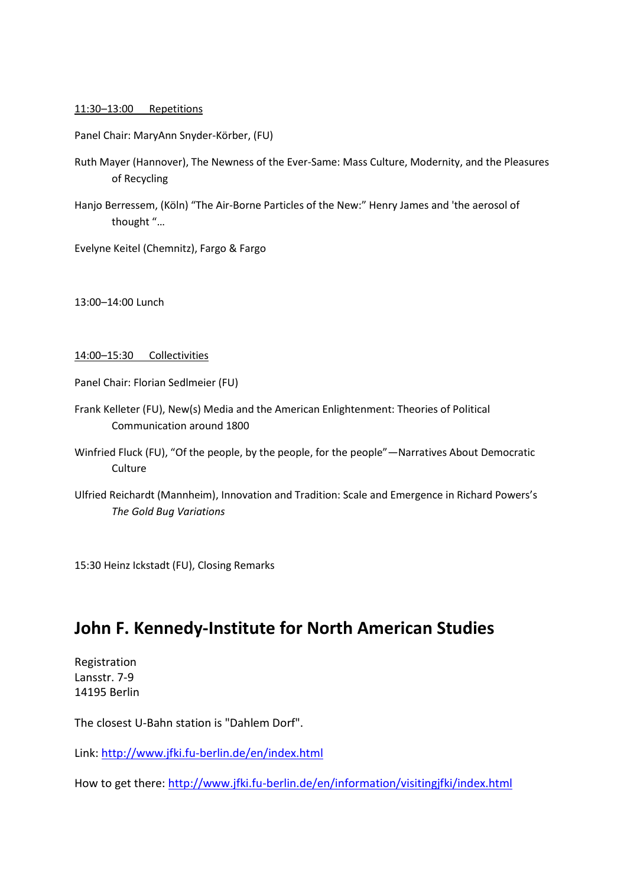<u>11:30–13:00 Repetitions</u>

Panel Chair: MaryAnn Snyder-Körber, (FU)

Ruth Mayer (Hannover), The Newness of the Ever-Same: Mass Culture, Modernity, and the Pleasures of Recycling

Hanjo Berressem, (Köln) "The Air-Borne Particles of the New:" Henry James and 'the aerosol of thought "…

Evelyne Keitel (Chemnitz), Fargo & Fargo

13:00–14:00 Lunch

<u>14:00–15:30 Collectivities</u>

Panel Chair: Florian Sedlmeier (FU)

Frank Kelleter (FU), New(s) Media and the American Enlightenment: Theories of Political Communication around 1800

Winfried Fluck (FU), "Of the people, by the people, for the people"—Narratives About Democratic Culture

Ulfried Reichardt (Mannheim), Innovation and Tradition: Scale and Emergence in Richard Powers's *The Gold Bug Variations*

15:30 Heinz Ickstadt (FU), Closing Remarks

## John F. Kennedy-Institute for North American Studies

Registration
Lansstr. 7-9
14195 Berlin

The closest U-Bahn station is "Dahlem Dorf".

Link: http://www.jfki.fu-berlin.de/en/index.html

How to get there: http://www.jfki.fu-berlin.de/en/information/visitingjfki/index.html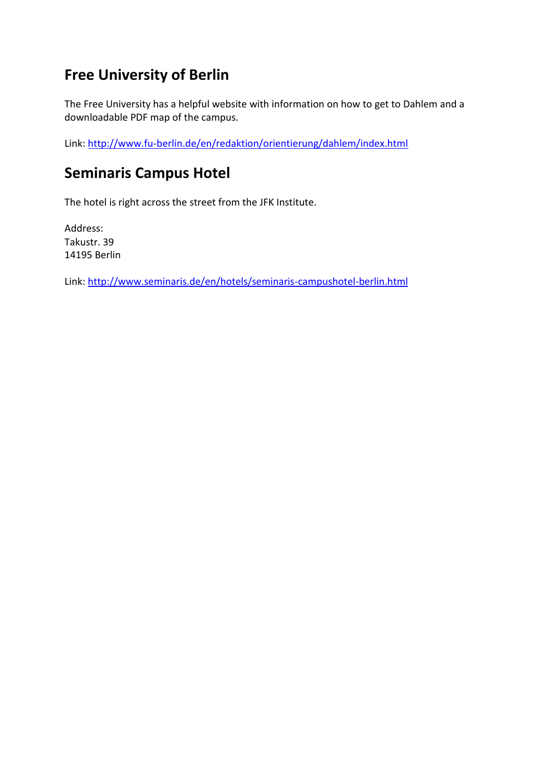## Free University of Berlin

The Free University has a helpful website with information on how to get to Dahlem and a downloadable PDF map of the campus.

Link: http://www.fu-berlin.de/en/redaktion/orientierung/dahlem/index.html

## Seminaris Campus Hotel

The hotel is right across the street from the JFK Institute.

Address:
Takustr. 39
14195 Berlin

Link: http://www.seminaris.de/en/hotels/seminaris-campushotel-berlin.html